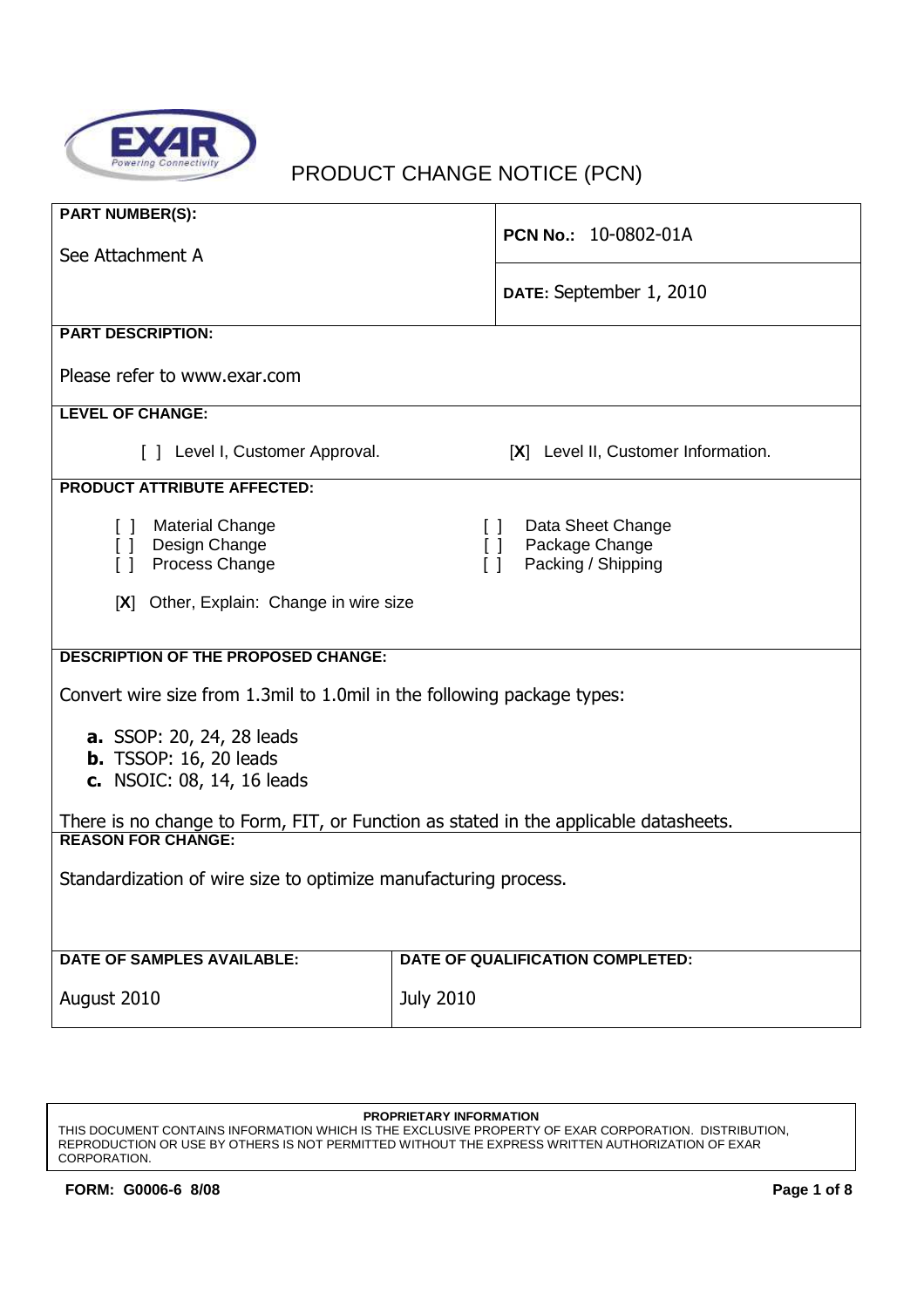# PRODUCT CHANGE NOTICE (PCN)

**PART NUMBER(S):**

See Attachment A

**PCN No.:** 10-0802-01A

**DATE:** September 1, 2010

**PART DESCRIPTION:**

Please refer to www.exar.com

**LEVEL OF CHANGE:**

[ ] Level I, Customer Approval.

[**X**] Level II, Customer Information.

**PRODUCT ATTRIBUTE AFFECTED:**

[ ] Material Change
[ ] Design Change
[ ] Process Change

[ ] Data Sheet Change
[ ] Package Change
[ ] Packing / Shipping

[**X**] Other, Explain: Change in wire size

**DESCRIPTION OF THE PROPOSED CHANGE:**

Convert wire size from 1.3mil to 1.0mil in the following package types:

**a.** SSOP: 20, 24, 28 leads
**b.** TSSOP: 16, 20 leads
**c.** NSOIC: 08, 14, 16 leads

There is no change to Form, FIT, or Function as stated in the applicable datasheets.

**REASON FOR CHANGE:**

Standardization of wire size to optimize manufacturing process.

| DATE OF SAMPLES AVAILABLE: | DATE OF QUALIFICATION COMPLETED: |
| --- | --- |
| August 2010 | July 2010 |

**PROPRIETARY INFORMATION**
THIS DOCUMENT CONTAINS INFORMATION WHICH IS THE EXCLUSIVE PROPERTY OF EXAR CORPORATION. DISTRIBUTION, REPRODUCTION OR USE BY OTHERS IS NOT PERMITTED WITHOUT THE EXPRESS WRITTEN AUTHORIZATION OF EXAR CORPORATION.

**FORM: G0006-6 8/08**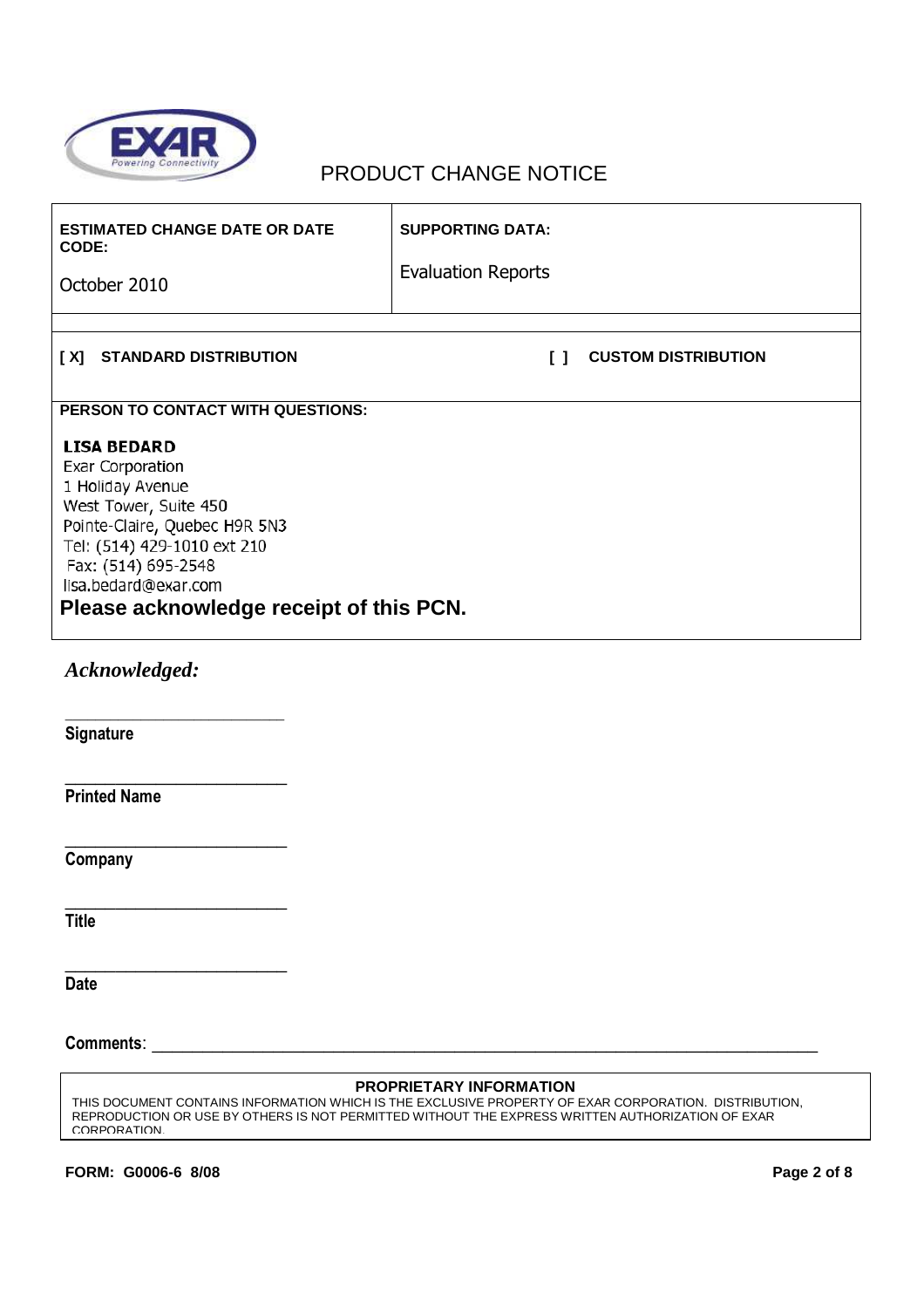# PRODUCT CHANGE NOTICE

| ESTIMATED CHANGE DATE OR DATE CODE: | SUPPORTING DATA: |
|---|---|
| October 2010 | Evaluation Reports |

[ X] **STANDARD DISTRIBUTION** [ ] **CUSTOM DISTRIBUTION**

**PERSON TO CONTACT WITH QUESTIONS:**

**LISA BEDARD**
Exar Corporation
1 Holiday Avenue
West Tower, Suite 450
Pointe-Claire, Quebec H9R 5N3
Tel: (514) 429-1010 ext 210
Fax: (514) 695-2548
lisa.bedard@exar.com

**Please acknowledge receipt of this PCN.**

***Acknowledged:***

\_\_\_\_\_\_\_\_\_\_\_\_\_\_\_\_\_\_\_\_\_\_\_\_\_
**Signature**

\_\_\_\_\_\_\_\_\_\_\_\_\_\_\_\_\_\_\_\_\_\_\_\_\_
**Printed Name**

\_\_\_\_\_\_\_\_\_\_\_\_\_\_\_\_\_\_\_\_\_\_\_\_\_
**Company**

\_\_\_\_\_\_\_\_\_\_\_\_\_\_\_\_\_\_\_\_\_\_\_\_\_
**Title**

\_\_\_\_\_\_\_\_\_\_\_\_\_\_\_\_\_\_\_\_\_\_\_\_\_
**Date**

**Comments**: \_\_\_\_\_\_\_\_\_\_\_\_\_\_\_\_\_\_\_\_\_\_\_\_\_\_\_\_\_\_\_\_\_\_\_\_\_\_\_\_\_\_\_\_\_\_\_\_\_\_\_\_\_\_\_\_\_\_\_\_\_\_\_\_\_\_\_\_\_\_\_\_

**PROPRIETARY INFORMATION**
THIS DOCUMENT CONTAINS INFORMATION WHICH IS THE EXCLUSIVE PROPERTY OF EXAR CORPORATION. DISTRIBUTION, REPRODUCTION OR USE BY OTHERS IS NOT PERMITTED WITHOUT THE EXPRESS WRITTEN AUTHORIZATION OF EXAR CORPORATION.

**FORM: G0006-6 8/08**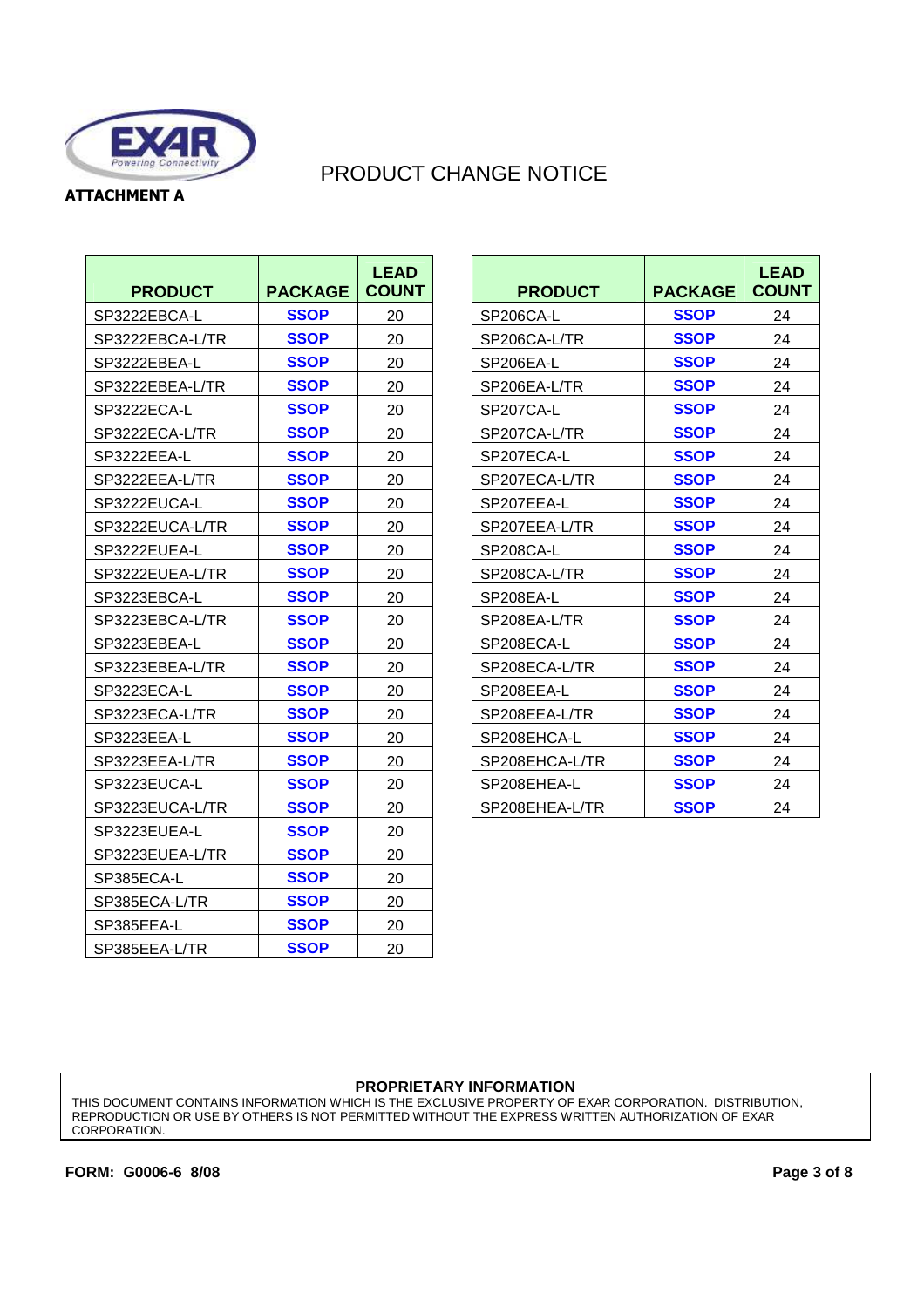ATTACHMENT A

# PRODUCT CHANGE NOTICE

| PRODUCT | PACKAGE | LEAD COUNT |
|---|---|---|
| SP3222EBCA-L | SSOP | 20 |
| SP3222EBCA-L/TR | SSOP | 20 |
| SP3222EBEA-L | SSOP | 20 |
| SP3222EBEA-L/TR | SSOP | 20 |
| SP3222ECA-L | SSOP | 20 |
| SP3222ECA-L/TR | SSOP | 20 |
| SP3222EEA-L | SSOP | 20 |
| SP3222EEA-L/TR | SSOP | 20 |
| SP3222EUCA-L | SSOP | 20 |
| SP3222EUCA-L/TR | SSOP | 20 |
| SP3222EUEA-L | SSOP | 20 |
| SP3222EUEA-L/TR | SSOP | 20 |
| SP3223EBCA-L | SSOP | 20 |
| SP3223EBCA-L/TR | SSOP | 20 |
| SP3223EBEA-L | SSOP | 20 |
| SP3223EBEA-L/TR | SSOP | 20 |
| SP3223ECA-L | SSOP | 20 |
| SP3223ECA-L/TR | SSOP | 20 |
| SP3223EEA-L | SSOP | 20 |
| SP3223EEA-L/TR | SSOP | 20 |
| SP3223EUCA-L | SSOP | 20 |
| SP3223EUCA-L/TR | SSOP | 20 |
| SP3223EUEA-L | SSOP | 20 |
| SP3223EUEA-L/TR | SSOP | 20 |
| SP385ECA-L | SSOP | 20 |
| SP385ECA-L/TR | SSOP | 20 |
| SP385EEA-L | SSOP | 20 |
| SP385EEA-L/TR | SSOP | 20 |

| PRODUCT | PACKAGE | LEAD COUNT |
|---|---|---|
| SP206CA-L | SSOP | 24 |
| SP206CA-L/TR | SSOP | 24 |
| SP206EA-L | SSOP | 24 |
| SP206EA-L/TR | SSOP | 24 |
| SP207CA-L | SSOP | 24 |
| SP207CA-L/TR | SSOP | 24 |
| SP207ECA-L | SSOP | 24 |
| SP207ECA-L/TR | SSOP | 24 |
| SP207EEA-L | SSOP | 24 |
| SP207EEA-L/TR | SSOP | 24 |
| SP208CA-L | SSOP | 24 |
| SP208CA-L/TR | SSOP | 24 |
| SP208EA-L | SSOP | 24 |
| SP208EA-L/TR | SSOP | 24 |
| SP208ECA-L | SSOP | 24 |
| SP208ECA-L/TR | SSOP | 24 |
| SP208EEA-L | SSOP | 24 |
| SP208EEA-L/TR | SSOP | 24 |
| SP208EHCA-L | SSOP | 24 |
| SP208EHCA-L/TR | SSOP | 24 |
| SP208EHEA-L | SSOP | 24 |
| SP208EHEA-L/TR | SSOP | 24 |

**PROPRIETARY INFORMATION**

THIS DOCUMENT CONTAINS INFORMATION WHICH IS THE EXCLUSIVE PROPERTY OF EXAR CORPORATION. DISTRIBUTION, REPRODUCTION OR USE BY OTHERS IS NOT PERMITTED WITHOUT THE EXPRESS WRITTEN AUTHORIZATION OF EXAR CORPORATION.

**FORM: G0006-6 8/08**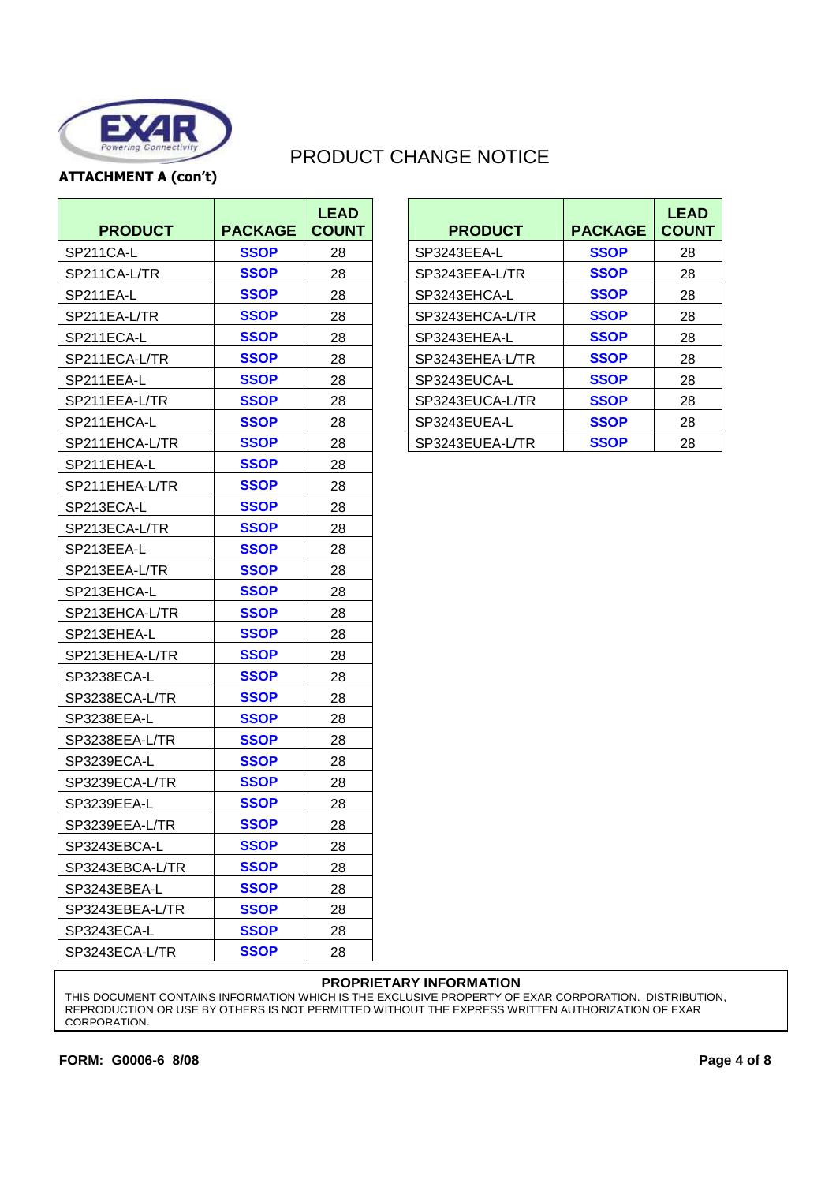# PRODUCT CHANGE NOTICE

**ATTACHMENT A (con't)**

| PRODUCT | PACKAGE | LEAD COUNT |
|---|---|---|
| SP211CA-L | **SSOP** | 28 |
| SP211CA-L/TR | **SSOP** | 28 |
| SP211EA-L | **SSOP** | 28 |
| SP211EA-L/TR | **SSOP** | 28 |
| SP211ECA-L | **SSOP** | 28 |
| SP211ECA-L/TR | **SSOP** | 28 |
| SP211EEA-L | **SSOP** | 28 |
| SP211EEA-L/TR | **SSOP** | 28 |
| SP211EHCA-L | **SSOP** | 28 |
| SP211EHCA-L/TR | **SSOP** | 28 |
| SP211EHEA-L | **SSOP** | 28 |
| SP211EHEA-L/TR | **SSOP** | 28 |
| SP213ECA-L | **SSOP** | 28 |
| SP213ECA-L/TR | **SSOP** | 28 |
| SP213EEA-L | **SSOP** | 28 |
| SP213EEA-L/TR | **SSOP** | 28 |
| SP213EHCA-L | **SSOP** | 28 |
| SP213EHCA-L/TR | **SSOP** | 28 |
| SP213EHEA-L | **SSOP** | 28 |
| SP213EHEA-L/TR | **SSOP** | 28 |
| SP3238ECA-L | **SSOP** | 28 |
| SP3238ECA-L/TR | **SSOP** | 28 |
| SP3238EEA-L | **SSOP** | 28 |
| SP3238EEA-L/TR | **SSOP** | 28 |
| SP3239ECA-L | **SSOP** | 28 |
| SP3239ECA-L/TR | **SSOP** | 28 |
| SP3239EEA-L | **SSOP** | 28 |
| SP3239EEA-L/TR | **SSOP** | 28 |
| SP3243EBCA-L | **SSOP** | 28 |
| SP3243EBCA-L/TR | **SSOP** | 28 |
| SP3243EBEA-L | **SSOP** | 28 |
| SP3243EBEA-L/TR | **SSOP** | 28 |
| SP3243ECA-L | **SSOP** | 28 |
| SP3243ECA-L/TR | **SSOP** | 28 |

| PRODUCT | PACKAGE | LEAD COUNT |
|---|---|---|
| SP3243EEA-L | **SSOP** | 28 |
| SP3243EEA-L/TR | **SSOP** | 28 |
| SP3243EHCA-L | **SSOP** | 28 |
| SP3243EHCA-L/TR | **SSOP** | 28 |
| SP3243EHEA-L | **SSOP** | 28 |
| SP3243EHEA-L/TR | **SSOP** | 28 |
| SP3243EUCA-L | **SSOP** | 28 |
| SP3243EUCA-L/TR | **SSOP** | 28 |
| SP3243EUEA-L | **SSOP** | 28 |
| SP3243EUEA-L/TR | **SSOP** | 28 |

**PROPRIETARY INFORMATION**

THIS DOCUMENT CONTAINS INFORMATION WHICH IS THE EXCLUSIVE PROPERTY OF EXAR CORPORATION. DISTRIBUTION, REPRODUCTION OR USE BY OTHERS IS NOT PERMITTED WITHOUT THE EXPRESS WRITTEN AUTHORIZATION OF EXAR CORPORATION.

**FORM: G0006-6 8/08**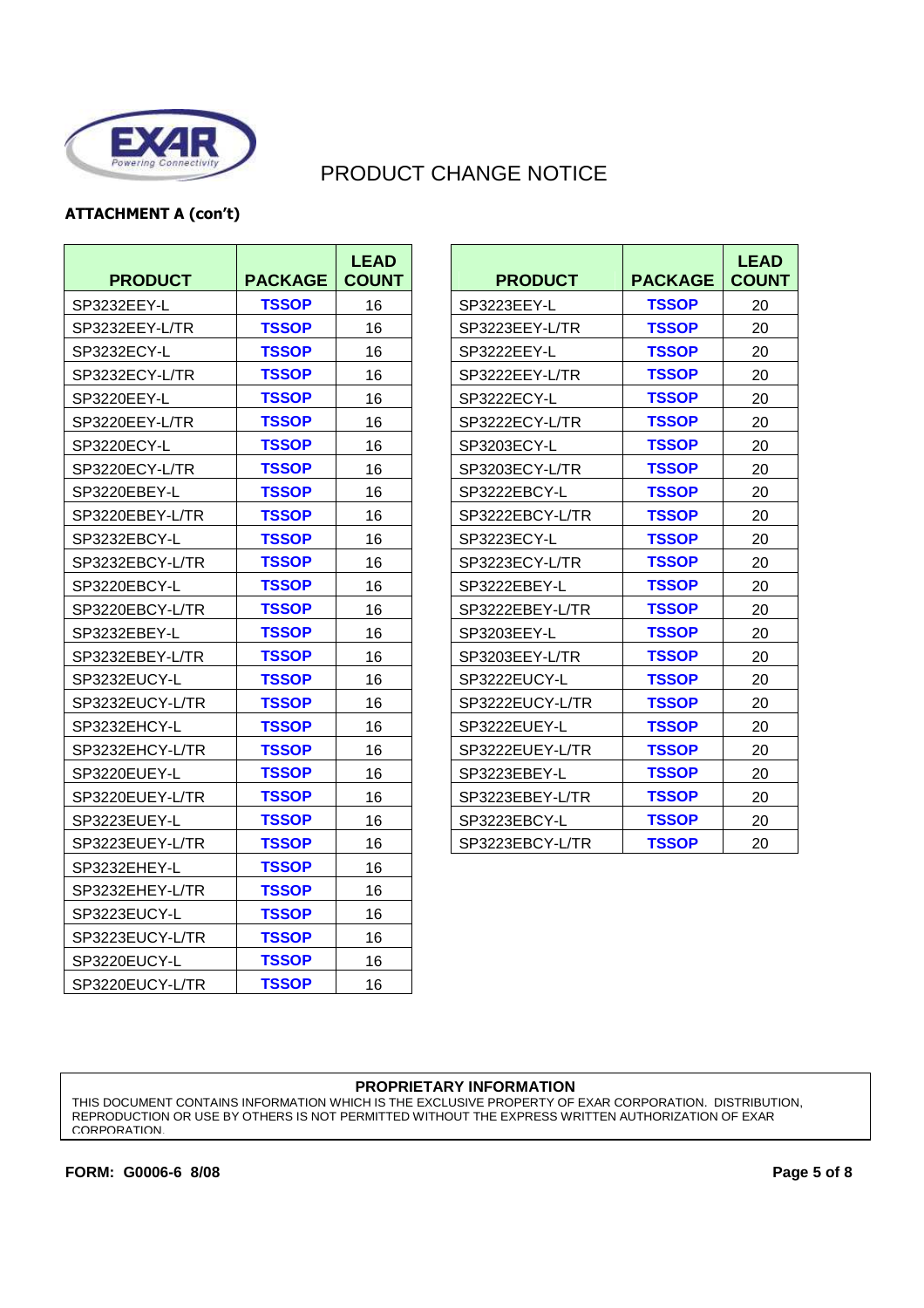# PRODUCT CHANGE NOTICE

**ATTACHMENT A (con't)**

| PRODUCT | PACKAGE | LEAD COUNT |
|---|---|---|
| SP3232EEY-L | TSSOP | 16 |
| SP3232EEY-L/TR | TSSOP | 16 |
| SP3232ECY-L | TSSOP | 16 |
| SP3232ECY-L/TR | TSSOP | 16 |
| SP3220EEY-L | TSSOP | 16 |
| SP3220EEY-L/TR | TSSOP | 16 |
| SP3220ECY-L | TSSOP | 16 |
| SP3220ECY-L/TR | TSSOP | 16 |
| SP3220EBEY-L | TSSOP | 16 |
| SP3220EBEY-L/TR | TSSOP | 16 |
| SP3232EBCY-L | TSSOP | 16 |
| SP3232EBCY-L/TR | TSSOP | 16 |
| SP3220EBCY-L | TSSOP | 16 |
| SP3220EBCY-L/TR | TSSOP | 16 |
| SP3232EBEY-L | TSSOP | 16 |
| SP3232EBEY-L/TR | TSSOP | 16 |
| SP3232EUCY-L | TSSOP | 16 |
| SP3232EUCY-L/TR | TSSOP | 16 |
| SP3232EHCY-L | TSSOP | 16 |
| SP3232EHCY-L/TR | TSSOP | 16 |
| SP3220EUEY-L | TSSOP | 16 |
| SP3220EUEY-L/TR | TSSOP | 16 |
| SP3223EUEY-L | TSSOP | 16 |
| SP3223EUEY-L/TR | TSSOP | 16 |
| SP3232EHEY-L | TSSOP | 16 |
| SP3232EHEY-L/TR | TSSOP | 16 |
| SP3223EUCY-L | TSSOP | 16 |
| SP3223EUCY-L/TR | TSSOP | 16 |
| SP3220EUCY-L | TSSOP | 16 |
| SP3220EUCY-L/TR | TSSOP | 16 |

| PRODUCT | PACKAGE | LEAD COUNT |
|---|---|---|
| SP3223EEY-L | TSSOP | 20 |
| SP3223EEY-L/TR | TSSOP | 20 |
| SP3222EEY-L | TSSOP | 20 |
| SP3222EEY-L/TR | TSSOP | 20 |
| SP3222ECY-L | TSSOP | 20 |
| SP3222ECY-L/TR | TSSOP | 20 |
| SP3203ECY-L | TSSOP | 20 |
| SP3203ECY-L/TR | TSSOP | 20 |
| SP3222EBCY-L | TSSOP | 20 |
| SP3222EBCY-L/TR | TSSOP | 20 |
| SP3223ECY-L | TSSOP | 20 |
| SP3223ECY-L/TR | TSSOP | 20 |
| SP3222EBEY-L | TSSOP | 20 |
| SP3222EBEY-L/TR | TSSOP | 20 |
| SP3203EEY-L | TSSOP | 20 |
| SP3203EEY-L/TR | TSSOP | 20 |
| SP3222EUCY-L | TSSOP | 20 |
| SP3222EUCY-L/TR | TSSOP | 20 |
| SP3222EUEY-L | TSSOP | 20 |
| SP3222EUEY-L/TR | TSSOP | 20 |
| SP3223EBEY-L | TSSOP | 20 |
| SP3223EBEY-L/TR | TSSOP | 20 |
| SP3223EBCY-L | TSSOP | 20 |
| SP3223EBCY-L/TR | TSSOP | 20 |

**PROPRIETARY INFORMATION**

THIS DOCUMENT CONTAINS INFORMATION WHICH IS THE EXCLUSIVE PROPERTY OF EXAR CORPORATION. DISTRIBUTION, REPRODUCTION OR USE BY OTHERS IS NOT PERMITTED WITHOUT THE EXPRESS WRITTEN AUTHORIZATION OF EXAR CORPORATION.

**FORM: G0006-6 8/08**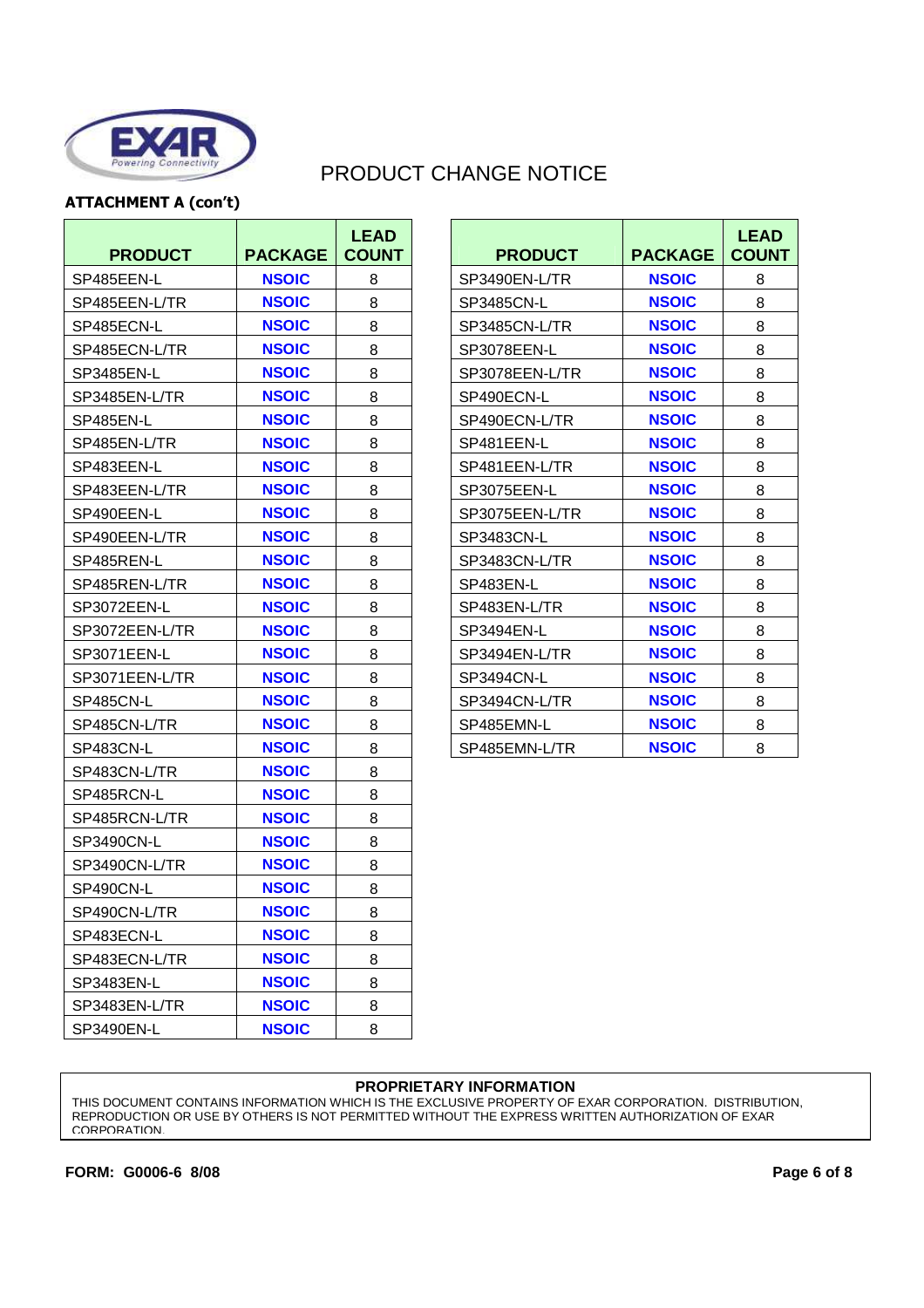# PRODUCT CHANGE NOTICE

**ATTACHMENT A (con't)**

| PRODUCT | PACKAGE | LEAD COUNT |
|---|---|---|
| SP485EEN-L | NSOIC | 8 |
| SP485EEN-L/TR | NSOIC | 8 |
| SP485ECN-L | NSOIC | 8 |
| SP485ECN-L/TR | NSOIC | 8 |
| SP3485EN-L | NSOIC | 8 |
| SP3485EN-L/TR | NSOIC | 8 |
| SP485EN-L | NSOIC | 8 |
| SP485EN-L/TR | NSOIC | 8 |
| SP483EEN-L | NSOIC | 8 |
| SP483EEN-L/TR | NSOIC | 8 |
| SP490EEN-L | NSOIC | 8 |
| SP490EEN-L/TR | NSOIC | 8 |
| SP485REN-L | NSOIC | 8 |
| SP485REN-L/TR | NSOIC | 8 |
| SP3072EEN-L | NSOIC | 8 |
| SP3072EEN-L/TR | NSOIC | 8 |
| SP3071EEN-L | NSOIC | 8 |
| SP3071EEN-L/TR | NSOIC | 8 |
| SP485CN-L | NSOIC | 8 |
| SP485CN-L/TR | NSOIC | 8 |
| SP483CN-L | NSOIC | 8 |
| SP483CN-L/TR | NSOIC | 8 |
| SP485RCN-L | NSOIC | 8 |
| SP485RCN-L/TR | NSOIC | 8 |
| SP3490CN-L | NSOIC | 8 |
| SP3490CN-L/TR | NSOIC | 8 |
| SP490CN-L | NSOIC | 8 |
| SP490CN-L/TR | NSOIC | 8 |
| SP483ECN-L | NSOIC | 8 |
| SP483ECN-L/TR | NSOIC | 8 |
| SP3483EN-L | NSOIC | 8 |
| SP3483EN-L/TR | NSOIC | 8 |
| SP3490EN-L | NSOIC | 8 |

| PRODUCT | PACKAGE | LEAD COUNT |
|---|---|---|
| SP3490EN-L/TR | NSOIC | 8 |
| SP3485CN-L | NSOIC | 8 |
| SP3485CN-L/TR | NSOIC | 8 |
| SP3078EEN-L | NSOIC | 8 |
| SP3078EEN-L/TR | NSOIC | 8 |
| SP490ECN-L | NSOIC | 8 |
| SP490ECN-L/TR | NSOIC | 8 |
| SP481EEN-L | NSOIC | 8 |
| SP481EEN-L/TR | NSOIC | 8 |
| SP3075EEN-L | NSOIC | 8 |
| SP3075EEN-L/TR | NSOIC | 8 |
| SP3483CN-L | NSOIC | 8 |
| SP3483CN-L/TR | NSOIC | 8 |
| SP483EN-L | NSOIC | 8 |
| SP483EN-L/TR | NSOIC | 8 |
| SP3494EN-L | NSOIC | 8 |
| SP3494EN-L/TR | NSOIC | 8 |
| SP3494CN-L | NSOIC | 8 |
| SP3494CN-L/TR | NSOIC | 8 |
| SP485EMN-L | NSOIC | 8 |
| SP485EMN-L/TR | NSOIC | 8 |

**PROPRIETARY INFORMATION**

THIS DOCUMENT CONTAINS INFORMATION WHICH IS THE EXCLUSIVE PROPERTY OF EXAR CORPORATION. DISTRIBUTION, REPRODUCTION OR USE BY OTHERS IS NOT PERMITTED WITHOUT THE EXPRESS WRITTEN AUTHORIZATION OF EXAR CORPORATION.

**FORM: G0006-6 8/08**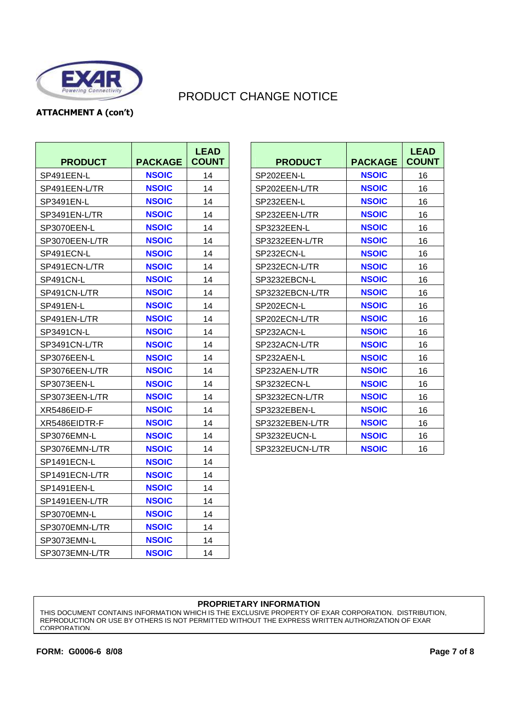PRODUCT CHANGE NOTICE

**ATTACHMENT A (con't)**

| PRODUCT | PACKAGE | LEAD COUNT |
|---|---|---|
| SP491EEN-L | **NSOIC** | 14 |
| SP491EEN-L/TR | **NSOIC** | 14 |
| SP3491EN-L | **NSOIC** | 14 |
| SP3491EN-L/TR | **NSOIC** | 14 |
| SP3070EEN-L | **NSOIC** | 14 |
| SP3070EEN-L/TR | **NSOIC** | 14 |
| SP491ECN-L | **NSOIC** | 14 |
| SP491ECN-L/TR | **NSOIC** | 14 |
| SP491CN-L | **NSOIC** | 14 |
| SP491CN-L/TR | **NSOIC** | 14 |
| SP491EN-L | **NSOIC** | 14 |
| SP491EN-L/TR | **NSOIC** | 14 |
| SP3491CN-L | **NSOIC** | 14 |
| SP3491CN-L/TR | **NSOIC** | 14 |
| SP3076EEN-L | **NSOIC** | 14 |
| SP3076EEN-L/TR | **NSOIC** | 14 |
| SP3073EEN-L | **NSOIC** | 14 |
| SP3073EEN-L/TR | **NSOIC** | 14 |
| XR5486EID-F | **NSOIC** | 14 |
| XR5486EIDTR-F | **NSOIC** | 14 |
| SP3076EMN-L | **NSOIC** | 14 |
| SP3076EMN-L/TR | **NSOIC** | 14 |
| SP1491ECN-L | **NSOIC** | 14 |
| SP1491ECN-L/TR | **NSOIC** | 14 |
| SP1491EEN-L | **NSOIC** | 14 |
| SP1491EEN-L/TR | **NSOIC** | 14 |
| SP3070EMN-L | **NSOIC** | 14 |
| SP3070EMN-L/TR | **NSOIC** | 14 |
| SP3073EMN-L | **NSOIC** | 14 |
| SP3073EMN-L/TR | **NSOIC** | 14 |

| PRODUCT | PACKAGE | LEAD COUNT |
|---|---|---|
| SP202EEN-L | **NSOIC** | 16 |
| SP202EEN-L/TR | **NSOIC** | 16 |
| SP232EEN-L | **NSOIC** | 16 |
| SP232EEN-L/TR | **NSOIC** | 16 |
| SP3232EEN-L | **NSOIC** | 16 |
| SP3232EEN-L/TR | **NSOIC** | 16 |
| SP232ECN-L | **NSOIC** | 16 |
| SP232ECN-L/TR | **NSOIC** | 16 |
| SP3232EBCN-L | **NSOIC** | 16 |
| SP3232EBCN-L/TR | **NSOIC** | 16 |
| SP202ECN-L | **NSOIC** | 16 |
| SP202ECN-L/TR | **NSOIC** | 16 |
| SP232ACN-L | **NSOIC** | 16 |
| SP232ACN-L/TR | **NSOIC** | 16 |
| SP232AEN-L | **NSOIC** | 16 |
| SP232AEN-L/TR | **NSOIC** | 16 |
| SP3232ECN-L | **NSOIC** | 16 |
| SP3232ECN-L/TR | **NSOIC** | 16 |
| SP3232EBEN-L | **NSOIC** | 16 |
| SP3232EBEN-L/TR | **NSOIC** | 16 |
| SP3232EUCN-L | **NSOIC** | 16 |
| SP3232EUCN-L/TR | **NSOIC** | 16 |

**PROPRIETARY INFORMATION**

THIS DOCUMENT CONTAINS INFORMATION WHICH IS THE EXCLUSIVE PROPERTY OF EXAR CORPORATION. DISTRIBUTION, REPRODUCTION OR USE BY OTHERS IS NOT PERMITTED WITHOUT THE EXPRESS WRITTEN AUTHORIZATION OF EXAR CORPORATION.

**FORM: G0006-6 8/08**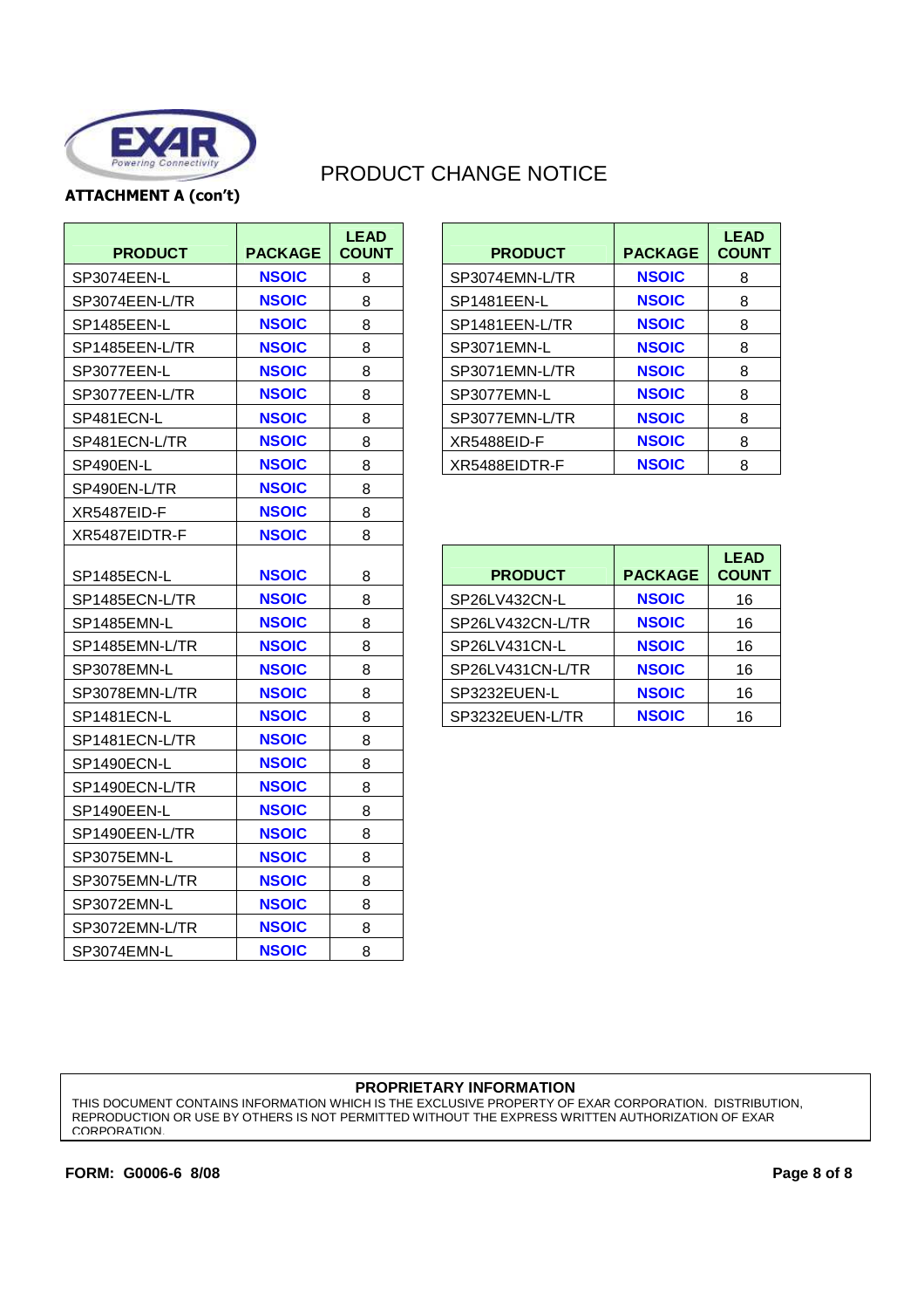# PRODUCT CHANGE NOTICE

**ATTACHMENT A (con't)**

| PRODUCT | PACKAGE | LEAD COUNT |
|---|---|---|
| SP3074EEN-L | NSOIC | 8 |
| SP3074EEN-L/TR | NSOIC | 8 |
| SP1485EEN-L | NSOIC | 8 |
| SP1485EEN-L/TR | NSOIC | 8 |
| SP3077EEN-L | NSOIC | 8 |
| SP3077EEN-L/TR | NSOIC | 8 |
| SP481ECN-L | NSOIC | 8 |
| SP481ECN-L/TR | NSOIC | 8 |
| SP490EN-L | NSOIC | 8 |
| SP490EN-L/TR | NSOIC | 8 |
| XR5487EID-F | NSOIC | 8 |
| XR5487EIDTR-F | NSOIC | 8 |
| SP1485ECN-L | NSOIC | 8 |
| SP1485ECN-L/TR | NSOIC | 8 |
| SP1485EMN-L | NSOIC | 8 |
| SP1485EMN-L/TR | NSOIC | 8 |
| SP3078EMN-L | NSOIC | 8 |
| SP3078EMN-L/TR | NSOIC | 8 |
| SP1481ECN-L | NSOIC | 8 |
| SP1481ECN-L/TR | NSOIC | 8 |
| SP1490ECN-L | NSOIC | 8 |
| SP1490ECN-L/TR | NSOIC | 8 |
| SP1490EEN-L | NSOIC | 8 |
| SP1490EEN-L/TR | NSOIC | 8 |
| SP3075EMN-L | NSOIC | 8 |
| SP3075EMN-L/TR | NSOIC | 8 |
| SP3072EMN-L | NSOIC | 8 |
| SP3072EMN-L/TR | NSOIC | 8 |
| SP3074EMN-L | NSOIC | 8 |

| PRODUCT | PACKAGE | LEAD COUNT |
|---|---|---|
| SP3074EMN-L/TR | NSOIC | 8 |
| SP1481EEN-L | NSOIC | 8 |
| SP1481EEN-L/TR | NSOIC | 8 |
| SP3071EMN-L | NSOIC | 8 |
| SP3071EMN-L/TR | NSOIC | 8 |
| SP3077EMN-L | NSOIC | 8 |
| SP3077EMN-L/TR | NSOIC | 8 |
| XR5488EID-F | NSOIC | 8 |
| XR5488EIDTR-F | NSOIC | 8 |

| PRODUCT | PACKAGE | LEAD COUNT |
|---|---|---|
| SP26LV432CN-L | NSOIC | 16 |
| SP26LV432CN-L/TR | NSOIC | 16 |
| SP26LV431CN-L | NSOIC | 16 |
| SP26LV431CN-L/TR | NSOIC | 16 |
| SP3232EUEN-L | NSOIC | 16 |
| SP3232EUEN-L/TR | NSOIC | 16 |

**PROPRIETARY INFORMATION**

THIS DOCUMENT CONTAINS INFORMATION WHICH IS THE EXCLUSIVE PROPERTY OF EXAR CORPORATION. DISTRIBUTION, REPRODUCTION OR USE BY OTHERS IS NOT PERMITTED WITHOUT THE EXPRESS WRITTEN AUTHORIZATION OF EXAR CORPORATION.

**FORM: G0006-6 8/08**